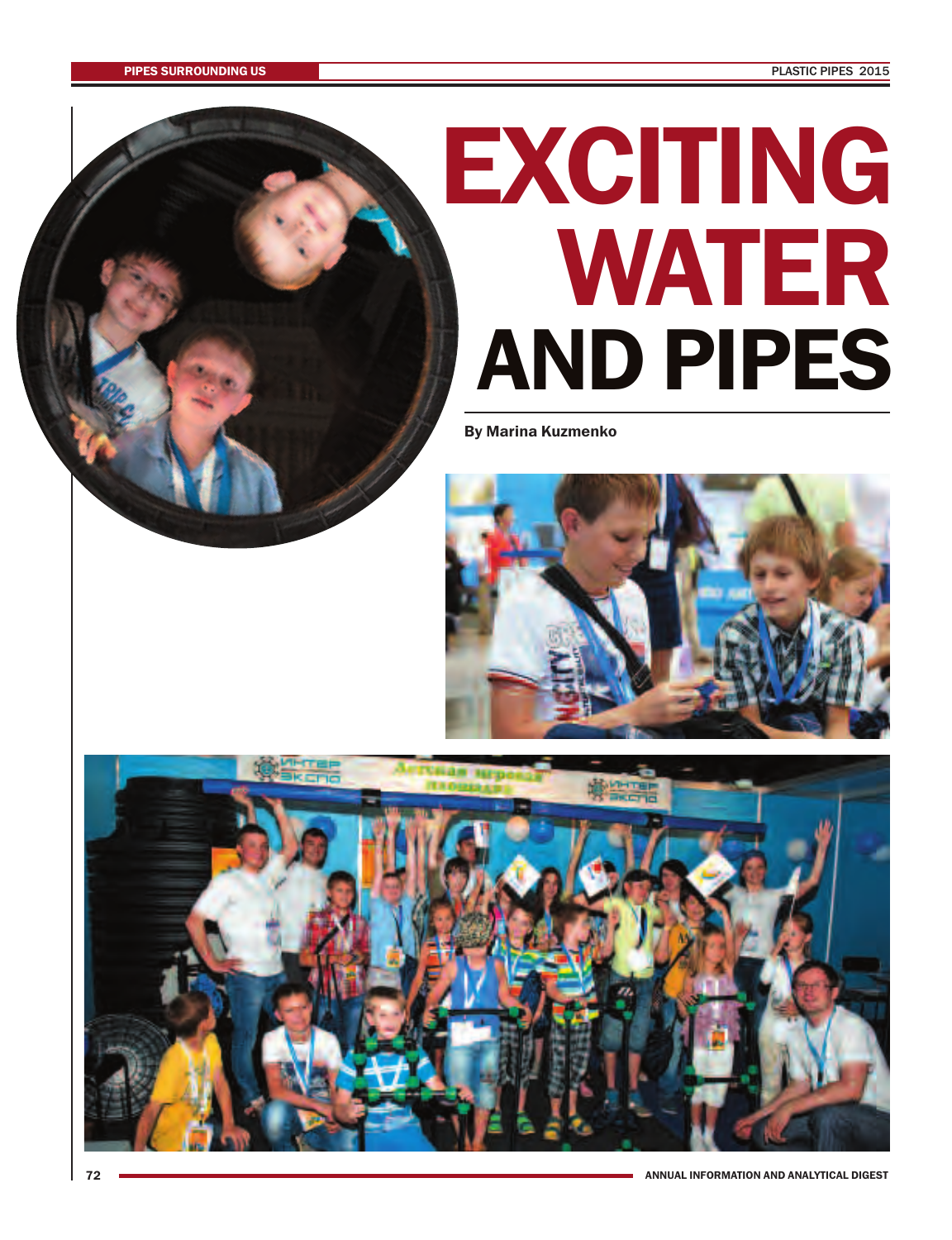# EXCITING WATER AND PIPES

By Marina Kuzmenko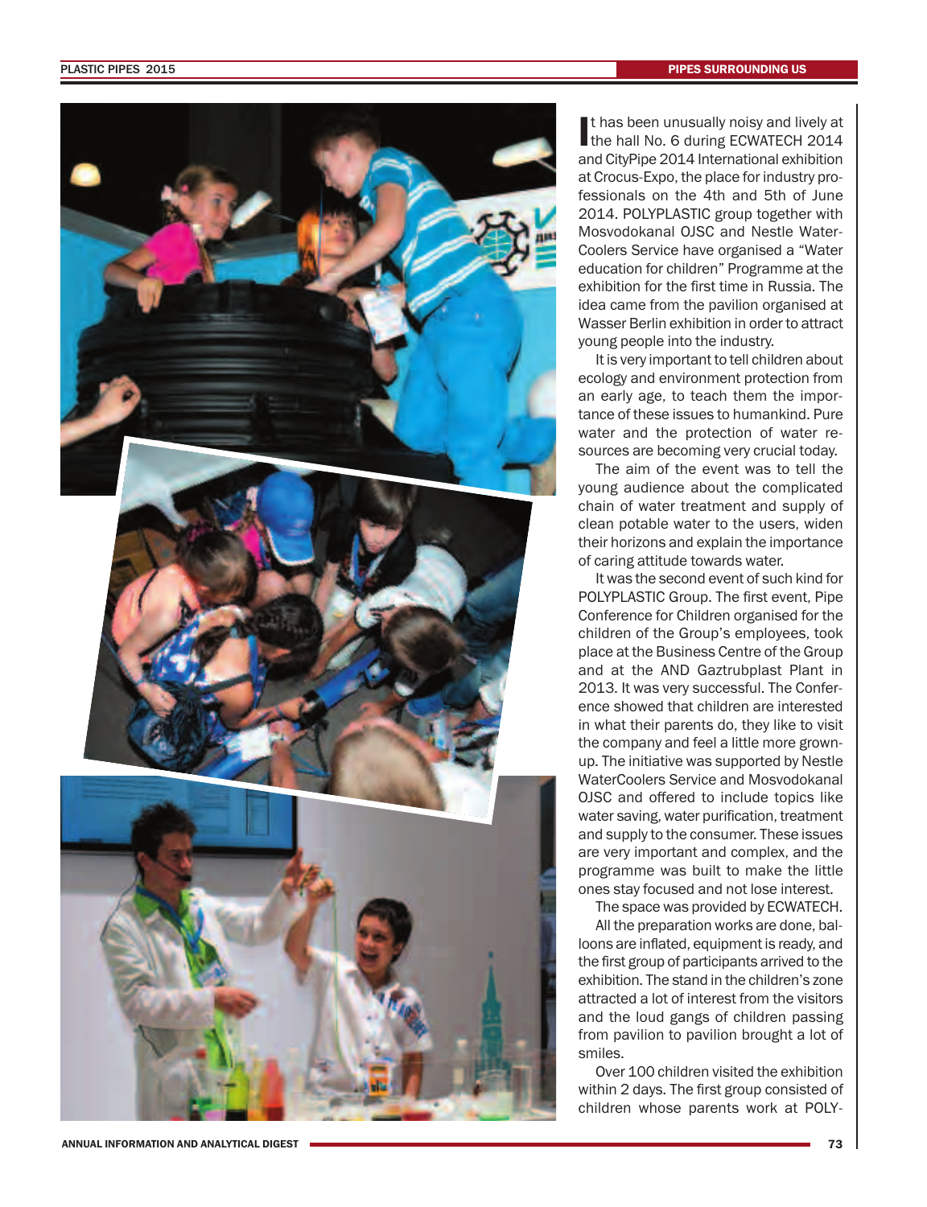It has been unusually noisy and lively at the hall No. 6 during ECWATECH 2014 and CityPipe 2014 International exhibition at Crocus-Expo, the place for industry professionals on the 4th and 5th of June 2014. POLYPLASTIC group together with Mosvodokanal OJSC and Nestle WaterCoolers Service have organised a "Water education for children" Programme at the exhibition for the first time in Russia. The idea came from the pavilion organised at Wasser Berlin exhibition in order to attract young people into the industry.

It is very important to tell children about ecology and environment protection from an early age, to teach them the importance of these issues to humankind. Pure water and the protection of water resources are becoming very crucial today.

The aim of the event was to tell the young audience about the complicated chain of water treatment and supply of clean potable water to the users, widen their horizons and explain the importance of caring attitude towards water.

It was the second event of such kind for POLYPLASTIC Group. The first event, Pipe Conference for Children organised for the children of the Group's employees, took place at the Business Centre of the Group and at the AND Gaztrubplast Plant in 2013. It was very successful. The Conference showed that children are interested in what their parents do, they like to visit the company and feel a little more grown-up. The initiative was supported by Nestle WaterCoolers Service and Mosvodokanal OJSC and offered to include topics like water saving, water purification, treatment and supply to the consumer. These issues are very important and complex, and the programme was built to make the little ones stay focused and not lose interest.

The space was provided by ECWATECH.

All the preparation works are done, balloons are inflated, equipment is ready, and the first group of participants arrived to the exhibition. The stand in the children's zone attracted a lot of interest from the visitors and the loud gangs of children passing from pavilion to pavilion brought a lot of smiles.

Over 100 children visited the exhibition within 2 days. The first group consisted of children whose parents work at POLY-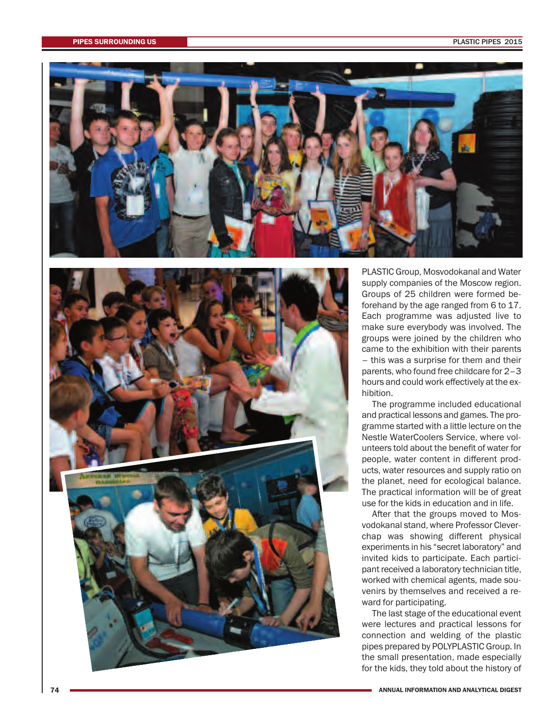PLASTIC Group, Mosvodokanal and Water supply companies of the Moscow region. Groups of 25 children were formed beforehand by the age ranged from 6 to 17. Each programme was adjusted live to make sure everybody was involved. The groups were joined by the children who came to the exhibition with their parents – this was a surprise for them and their parents, who found free childcare for 2–3 hours and could work effectively at the exhibition.

The programme included educational and practical lessons and games. The programme started with a little lecture on the Nestle WaterCoolers Service, where volunteers told about the benefit of water for people, water content in different products, water resources and supply ratio on the planet, need for ecological balance. The practical information will be of great use for the kids in education and in life.

After that the groups moved to Mosvodokanal stand, where Professor Cleverchap was showing different physical experiments in his "secret laboratory" and invited kids to participate. Each participant received a laboratory technician title, worked with chemical agents, made souvenirs by themselves and received a reward for participating.

The last stage of the educational event were lectures and practical lessons for connection and welding of the plastic pipes prepared by POLYPLASTIC Group. In the small presentation, made especially for the kids, they told about the history of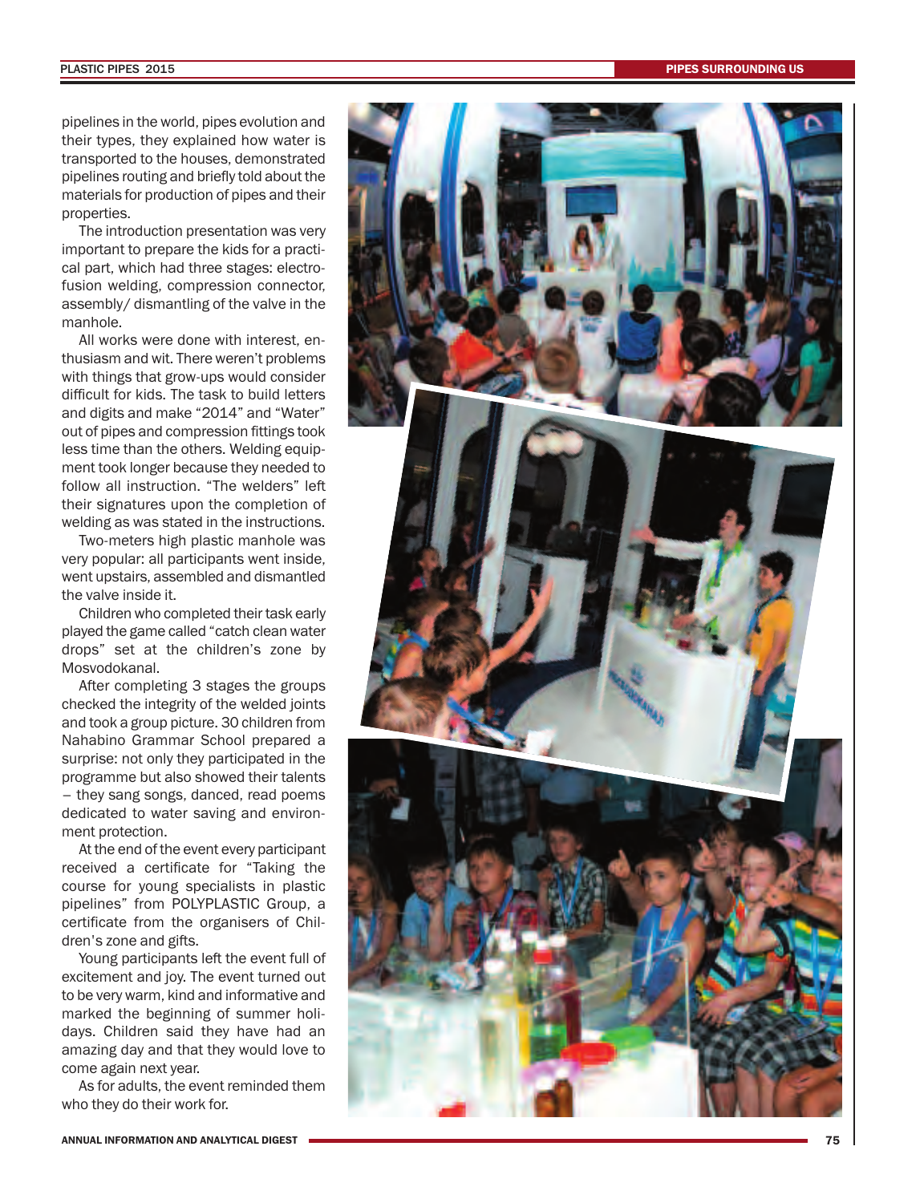pipelines in the world, pipes evolution and their types, they explained how water is transported to the houses, demonstrated pipelines routing and briefly told about the materials for production of pipes and their properties.

The introduction presentation was very important to prepare the kids for a practical part, which had three stages: electrofusion welding, compression connector, assembly/ dismantling of the valve in the manhole.

All works were done with interest, enthusiasm and wit. There weren't problems with things that grow-ups would consider difficult for kids. The task to build letters and digits and make "2014" and "Water" out of pipes and compression fittings took less time than the others. Welding equipment took longer because they needed to follow all instruction. "The welders" left their signatures upon the completion of welding as was stated in the instructions.

Two-meters high plastic manhole was very popular: all participants went inside, went upstairs, assembled and dismantled the valve inside it.

Children who completed their task early played the game called "catch clean water drops" set at the children's zone by Mosvodokanal.

After completing 3 stages the groups checked the integrity of the welded joints and took a group picture. 30 children from Nahabino Grammar School prepared a surprise: not only they participated in the programme but also showed their talents – they sang songs, danced, read poems dedicated to water saving and environment protection.

At the end of the event every participant received a certificate for "Taking the course for young specialists in plastic pipelines" from POLYPLASTIC Group, a certificate from the organisers of Children's zone and gifts.

Young participants left the event full of excitement and joy. The event turned out to be very warm, kind and informative and marked the beginning of summer holidays. Children said they have had an amazing day and that they would love to come again next year.

As for adults, the event reminded them who they do their work for.